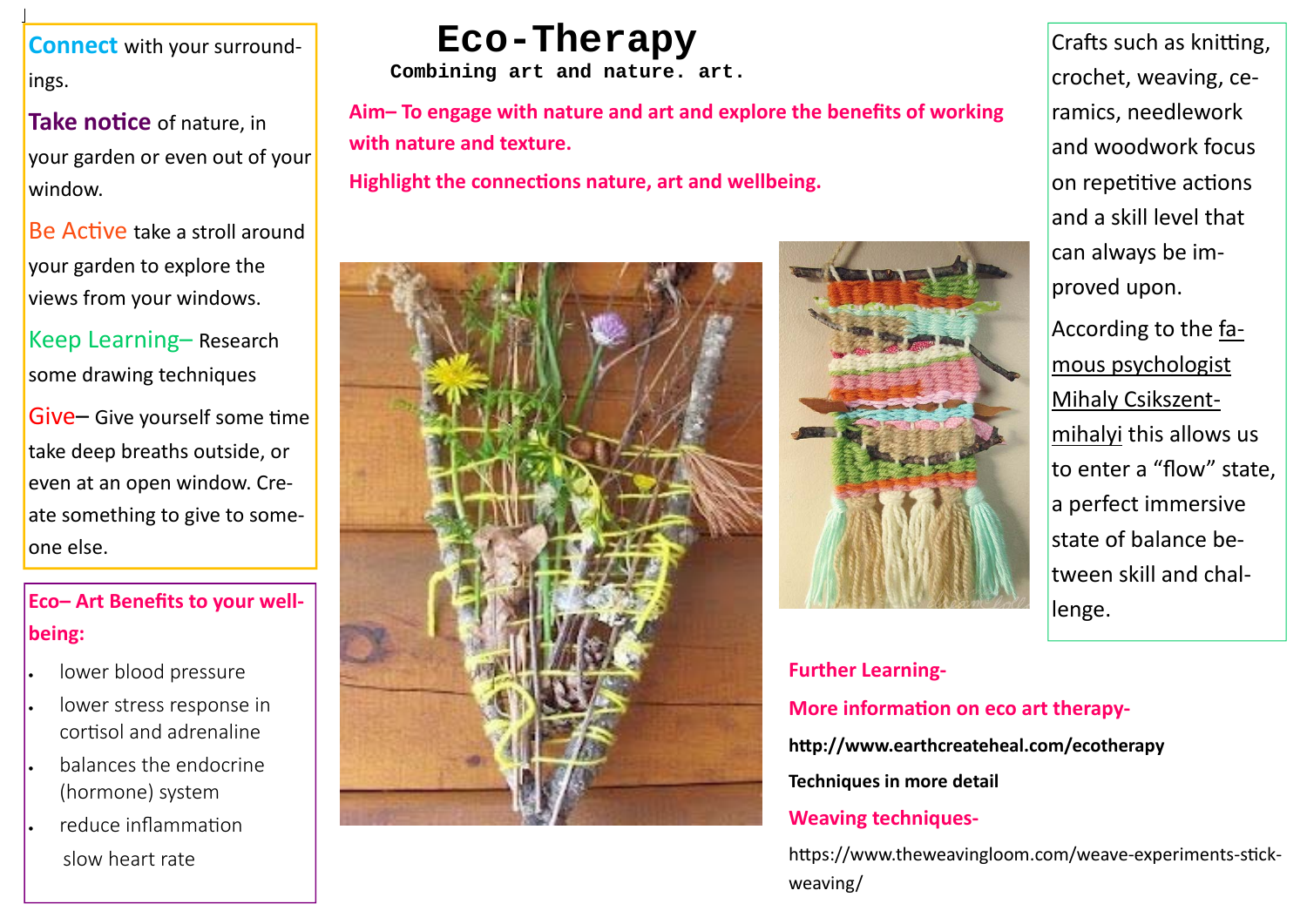# Eco-Therapy

**Combining art and nature. art.**

**Aim– To engage with nature and art and explore the benefits of working with nature and texture.**

**Highlight the connections nature, art and wellbeing.**

**Connect** with your surroundings.

**Take notice** of nature, in your garden or even out of your window.

Be Active take a stroll around your garden to explore the views from your windows.

Keep Learning– Research some drawing techniques

Give– Give yourself some time take deep breaths outside, or even at an open window. Create something to give to someone else.

**Eco– Art Benefits to your wellbeing:**

- lower blood pressure
- lower stress response in cortisol and adrenaline
- balances the endocrine (hormone) system
- reduce inflammation
- slow heart rate

Crafts such as knitting, crochet, weaving, ceramics, needlework and woodwork focus on repetitive actions and a skill level that can always be improved upon.

According to the famous psychologist Mihaly Csikszentmihalyi this allows us to enter a "flow" state, a perfect immersive state of balance between skill and challenge.

**Further Learning-**

**More information on eco art therapy-**

**http://www.earthcreateheal.com/ecotherapy**

**Techniques in more detail**

**Weaving techniques-**

https://www.theweavingloom.com/weave-experiments-stick-weaving/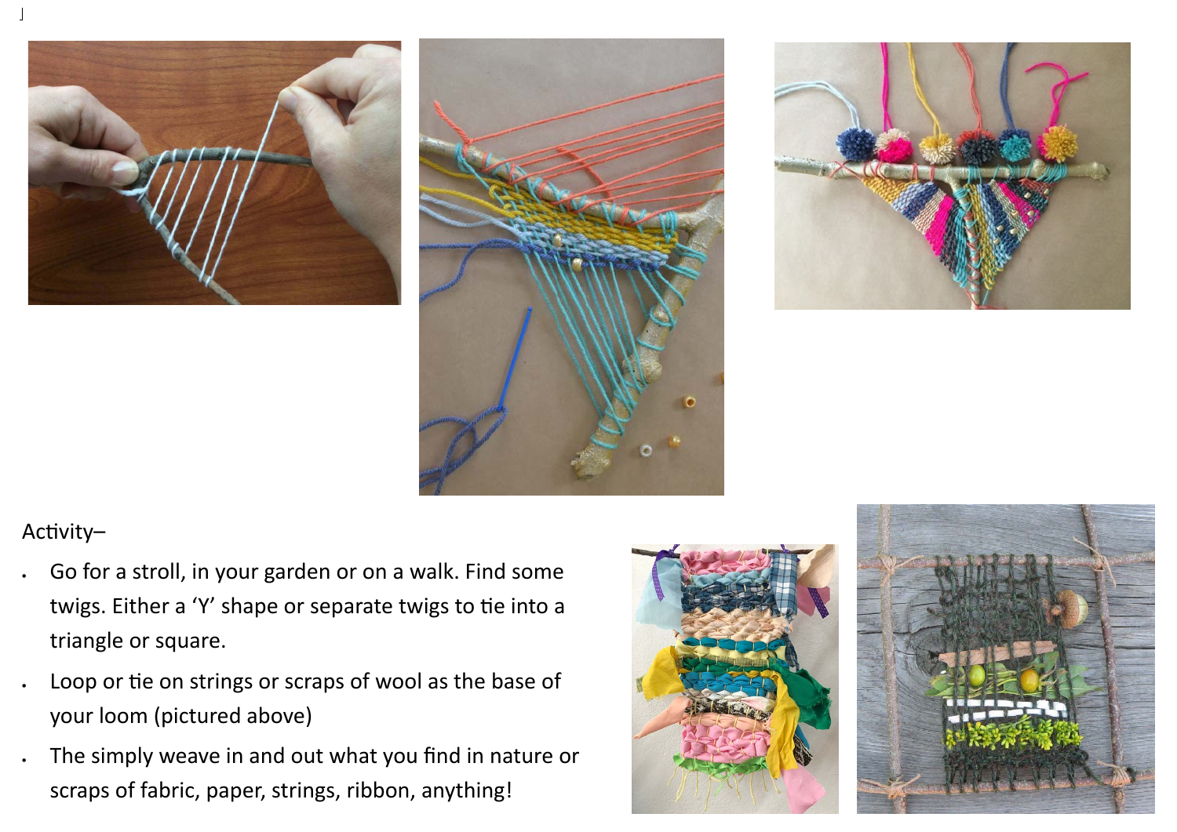Activity–

- Go for a stroll, in your garden or on a walk. Find some twigs. Either a 'Y' shape or separate twigs to tie into a triangle or square.
- Loop or tie on strings or scraps of wool as the base of your loom (pictured above)
- The simply weave in and out what you find in nature or scraps of fabric, paper, strings, ribbon, anything!